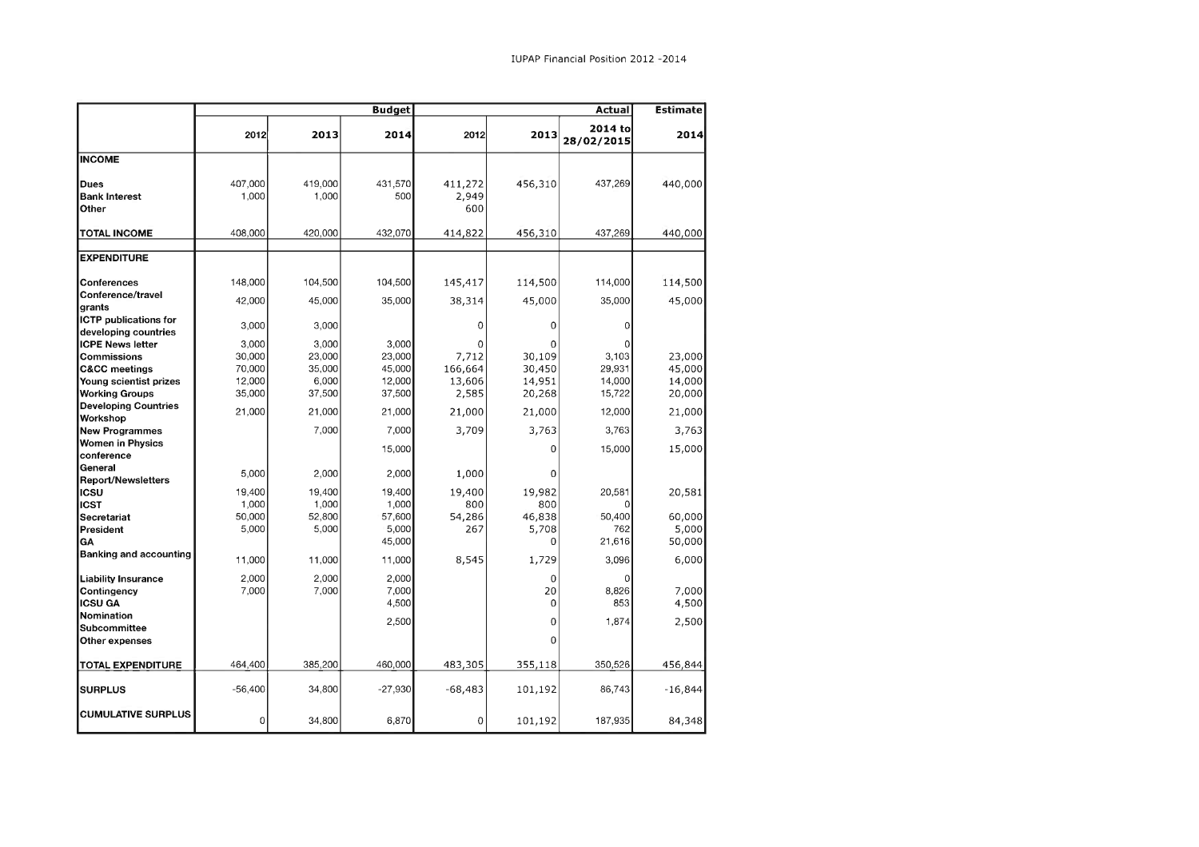IUPAP Financial Position 2012 -2014

| | Budget | | | Actual | | | Estimate |
|---|---|---|---|---|---|---|---|
| | 2012 | 2013 | 2014 | 2012 | 2013 | 2014 to 28/02/2015 | 2014 |
| **INCOME** | | | | | | | |
| **Dues** | 407,000 | 419,000 | 431,570 | 411,272 | 456,310 | 437,269 | 440,000 |
| **Bank Interest** | 1,000 | 1,000 | 500 | 2,949 | | | |
| **Other** | | | | 600 | | | |
| **TOTAL INCOME** | 408,000 | 420,000 | 432,070 | 414,822 | 456,310 | 437,269 | 440,000 |
| **EXPENDITURE** | | | | | | | |
| **Conferences** | 148,000 | 104,500 | 104,500 | 145,417 | 114,500 | 114,000 | 114,500 |
| **Conference/travel grants** | 42,000 | 45,000 | 35,000 | 38,314 | 45,000 | 35,000 | 45,000 |
| **ICTP publications for developing countries** | 3,000 | 3,000 | | 0 | 0 | 0 | |
| **ICPE News letter** | 3,000 | 3,000 | 3,000 | 0 | 0 | 0 | |
| **Commissions** | 30,000 | 23,000 | 23,000 | 7,712 | 30,109 | 3,103 | 23,000 |
| **C&CC meetings** | 70,000 | 35,000 | 45,000 | 166,664 | 30,450 | 29,931 | 45,000 |
| **Young scientist prizes** | 12,000 | 6,000 | 12,000 | 13,606 | 14,951 | 14,000 | 14,000 |
| **Working Groups** | 35,000 | 37,500 | 37,500 | 2,585 | 20,268 | 15,722 | 20,000 |
| **Developing Countries Workshop** | 21,000 | 21,000 | 21,000 | 21,000 | 21,000 | 12,000 | 21,000 |
| **New Programmes** | | 7,000 | 7,000 | 3,709 | 3,763 | 3,763 | 3,763 |
| **Women in Physics conference** | | | 15,000 | | 0 | 15,000 | 15,000 |
| **General Report/Newsletters** | 5,000 | 2,000 | 2,000 | 1,000 | 0 | | |
| **ICSU** | 19,400 | 19,400 | 19,400 | 19,400 | 19,982 | 20,581 | 20,581 |
| **ICST** | 1,000 | 1,000 | 1,000 | 800 | 800 | 0 | |
| **Secretariat** | 50,000 | 52,800 | 57,600 | 54,286 | 46,838 | 50,400 | 60,000 |
| **President** | 5,000 | 5,000 | 5,000 | 267 | 5,708 | 762 | 5,000 |
| **GA** | | | 45,000 | | 0 | 21,616 | 50,000 |
| **Banking and accounting** | 11,000 | 11,000 | 11,000 | 8,545 | 1,729 | 3,096 | 6,000 |
| **Liability Insurance** | 2,000 | 2,000 | 2,000 | | 0 | 0 | |
| **Contingency** | 7,000 | 7,000 | 7,000 | | 20 | 8,826 | 7,000 |
| **ICSU GA** | | | 4,500 | | 0 | 853 | 4,500 |
| **Nomination Subcommittee** | | | 2,500 | | 0 | 1,874 | 2,500 |
| **Other expenses** | | | | | 0 | | |
| **TOTAL EXPENDITURE** | 464,400 | 385,200 | 460,000 | 483,305 | 355,118 | 350,526 | 456,844 |
| **SURPLUS** | -56,400 | 34,800 | -27,930 | -68,483 | 101,192 | 86,743 | -16,844 |
| **CUMULATIVE SURPLUS** | 0 | 34,800 | 6,870 | 0 | 101,192 | 187,935 | 84,348 |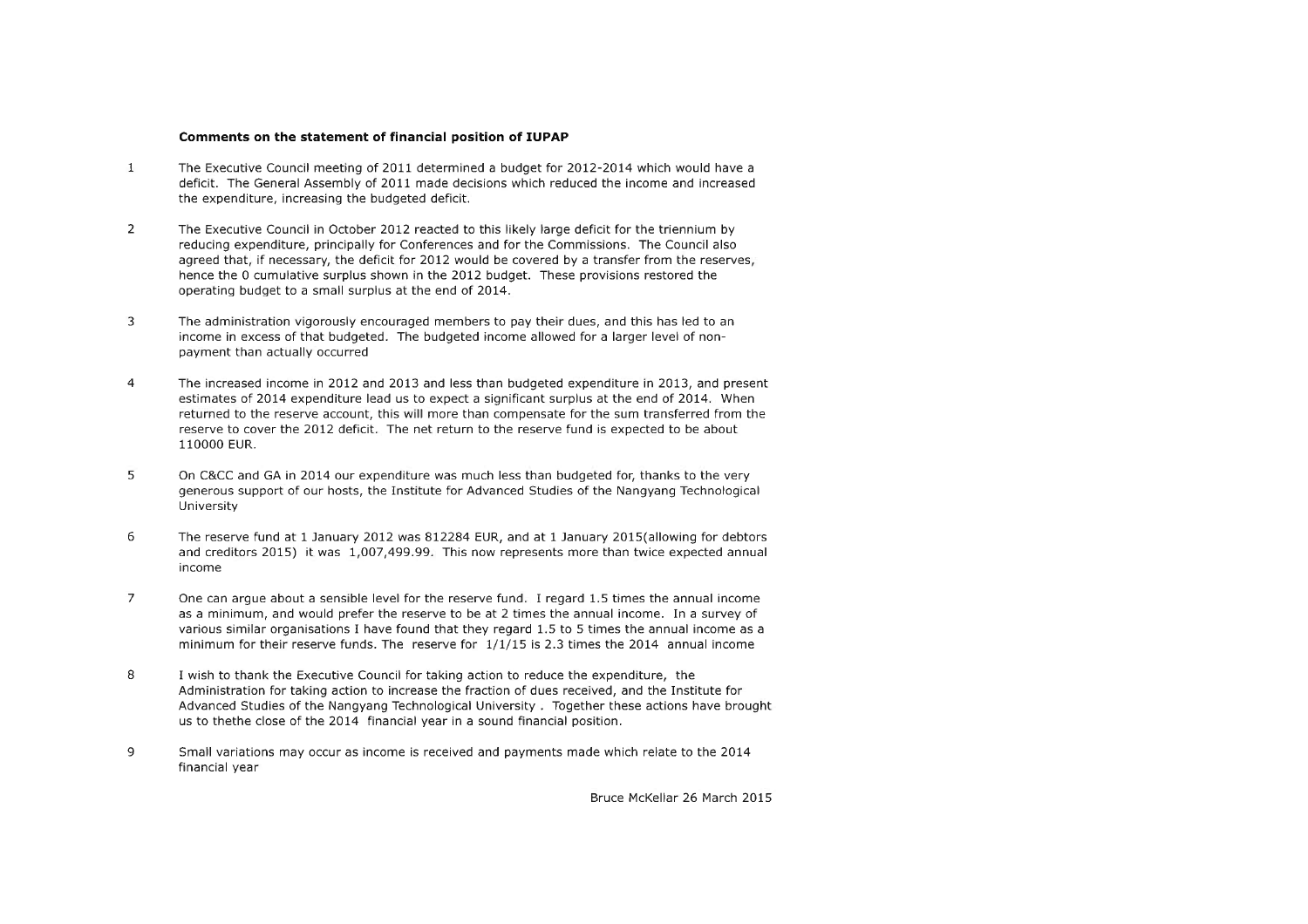**Comments on the statement of financial position of IUPAP**

1. The Executive Council meeting of 2011 determined a budget for 2012-2014 which would have a deficit. The General Assembly of 2011 made decisions which reduced the income and increased the expenditure, increasing the budgeted deficit.

2. The Executive Council in October 2012 reacted to this likely large deficit for the triennium by reducing expenditure, principally for Conferences and for the Commissions. The Council also agreed that, if necessary, the deficit for 2012 would be covered by a transfer from the reserves, hence the 0 cumulative surplus shown in the 2012 budget. These provisions restored the operating budget to a small surplus at the end of 2014.

3. The administration vigorously encouraged members to pay their dues, and this has led to an income in excess of that budgeted. The budgeted income allowed for a larger level of non-payment than actually occurred

4. The increased income in 2012 and 2013 and less than budgeted expenditure in 2013, and present estimates of 2014 expenditure lead us to expect a significant surplus at the end of 2014. When returned to the reserve account, this will more than compensate for the sum transferred from the reserve to cover the 2012 deficit. The net return to the reserve fund is expected to be about 110000 EUR.

5. On C&CC and GA in 2014 our expenditure was much less than budgeted for, thanks to the very generous support of our hosts, the Institute for Advanced Studies of the Nangyang Technological University

6. The reserve fund at 1 January 2012 was 812284 EUR, and at 1 January 2015(allowing for debtors and creditors 2015) it was 1,007,499.99. This now represents more than twice expected annual income

7. One can argue about a sensible level for the reserve fund. I regard 1.5 times the annual income as a minimum, and would prefer the reserve to be at 2 times the annual income. In a survey of various similar organisations I have found that they regard 1.5 to 5 times the annual income as a minimum for their reserve funds. The reserve for 1/1/15 is 2.3 times the 2014 annual income

8. I wish to thank the Executive Council for taking action to reduce the expenditure, the Administration for taking action to increase the fraction of dues received, and the Institute for Advanced Studies of the Nangyang Technological University . Together these actions have brought us to thethe close of the 2014 financial year in a sound financial position.

9. Small variations may occur as income is received and payments made which relate to the 2014 financial year

Bruce McKellar 26 March 2015